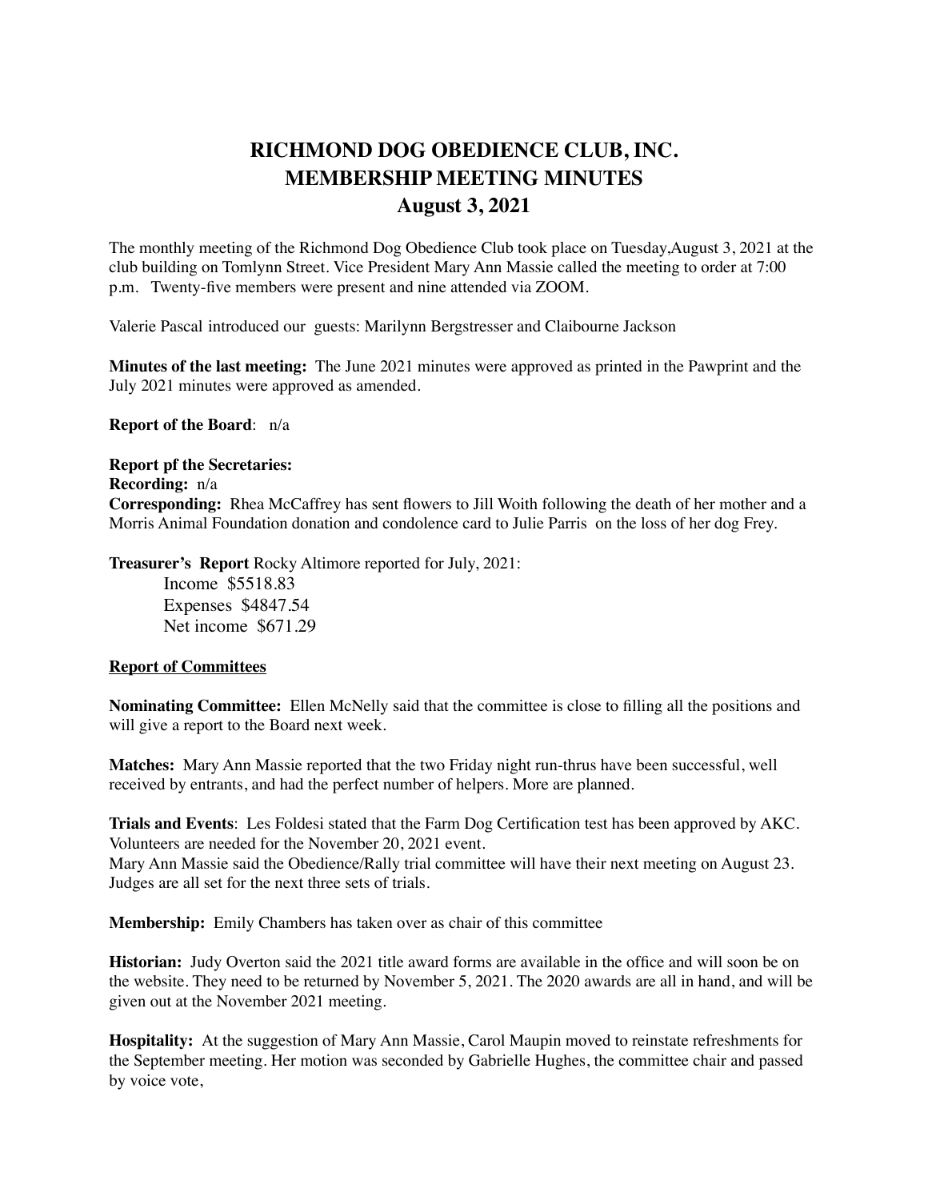# RICHMOND DOG OBEDIENCE CLUB, INC.
# MEMBERSHIP MEETING MINUTES
# August 3, 2021

The monthly meeting of the Richmond Dog Obedience Club took place on Tuesday,August 3, 2021 at the club building on Tomlynn Street. Vice President Mary Ann Massie called the meeting to order at 7:00 p.m. Twenty-five members were present and nine attended via ZOOM.

Valerie Pascal introduced our guests: Marilynn Bergstresser and Claibourne Jackson

**Minutes of the last meeting:** The June 2021 minutes were approved as printed in the Pawprint and the July 2021 minutes were approved as amended.

**Report of the Board**: n/a

**Report pf the Secretaries:**
**Recording:** n/a
**Corresponding:** Rhea McCaffrey has sent flowers to Jill Woith following the death of her mother and a Morris Animal Foundation donation and condolence card to Julie Parris on the loss of her dog Frey.

**Treasurer's Report** Rocky Altimore reported for July, 2021:

Income $5518.83
Expenses $4847.54
Net income $671.29

**<u>Report of Committees</u>**

**Nominating Committee:** Ellen McNelly said that the committee is close to filling all the positions and will give a report to the Board next week.

**Matches:** Mary Ann Massie reported that the two Friday night run-thrus have been successful, well received by entrants, and had the perfect number of helpers. More are planned.

**Trials and Events**: Les Foldesi stated that the Farm Dog Certification test has been approved by AKC. Volunteers are needed for the November 20, 2021 event.
Mary Ann Massie said the Obedience/Rally trial committee will have their next meeting on August 23. Judges are all set for the next three sets of trials.

**Membership:** Emily Chambers has taken over as chair of this committee

**Historian:** Judy Overton said the 2021 title award forms are available in the office and will soon be on the website. They need to be returned by November 5, 2021. The 2020 awards are all in hand, and will be given out at the November 2021 meeting.

**Hospitality:** At the suggestion of Mary Ann Massie, Carol Maupin moved to reinstate refreshments for the September meeting. Her motion was seconded by Gabrielle Hughes, the committee chair and passed by voice vote,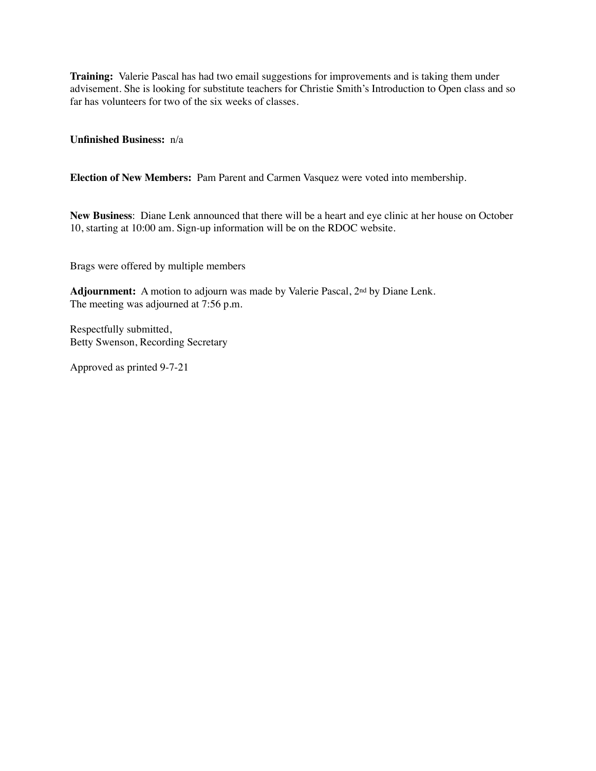**Training:** Valerie Pascal has had two email suggestions for improvements and is taking them under advisement. She is looking for substitute teachers for Christie Smith's Introduction to Open class and so far has volunteers for two of the six weeks of classes.

**Unfinished Business:** n/a

**Election of New Members:** Pam Parent and Carmen Vasquez were voted into membership.

**New Business**: Diane Lenk announced that there will be a heart and eye clinic at her house on October 10, starting at 10:00 am. Sign-up information will be on the RDOC website.

Brags were offered by multiple members

**Adjournment:** A motion to adjourn was made by Valerie Pascal, 2nd by Diane Lenk.
The meeting was adjourned at 7:56 p.m.

Respectfully submitted,
Betty Swenson, Recording Secretary

Approved as printed 9-7-21